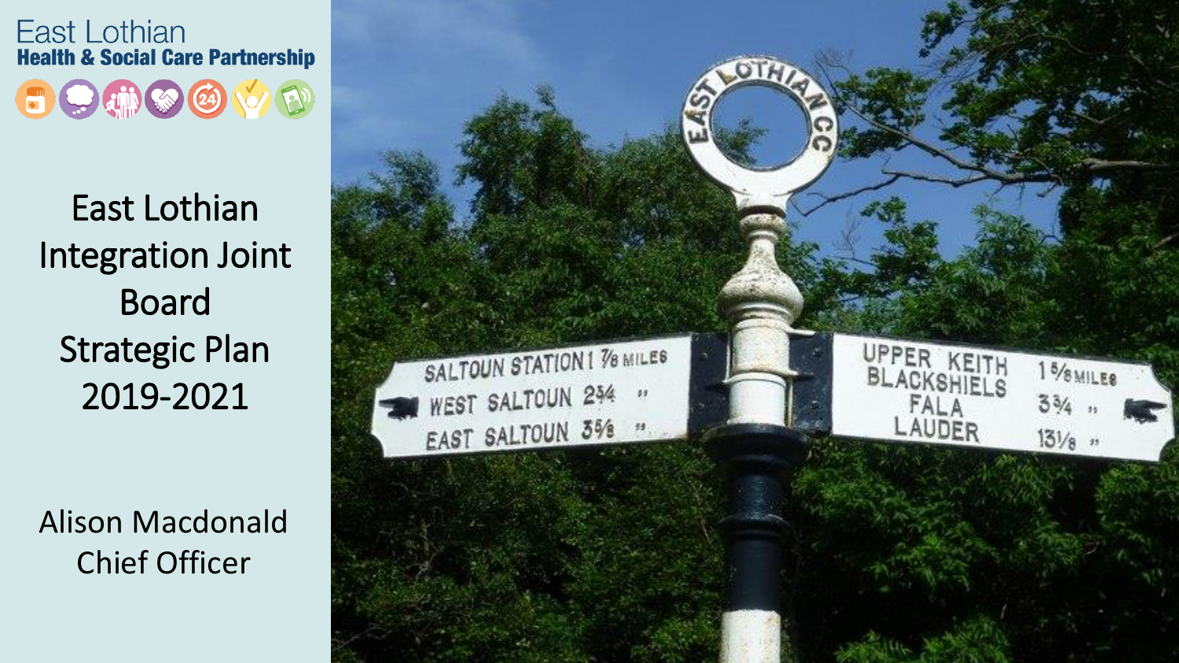East Lothian
**Health & Social Care Partnership**

# East Lothian Integration Joint Board Strategic Plan 2019-2021

Alison Macdonald
Chief Officer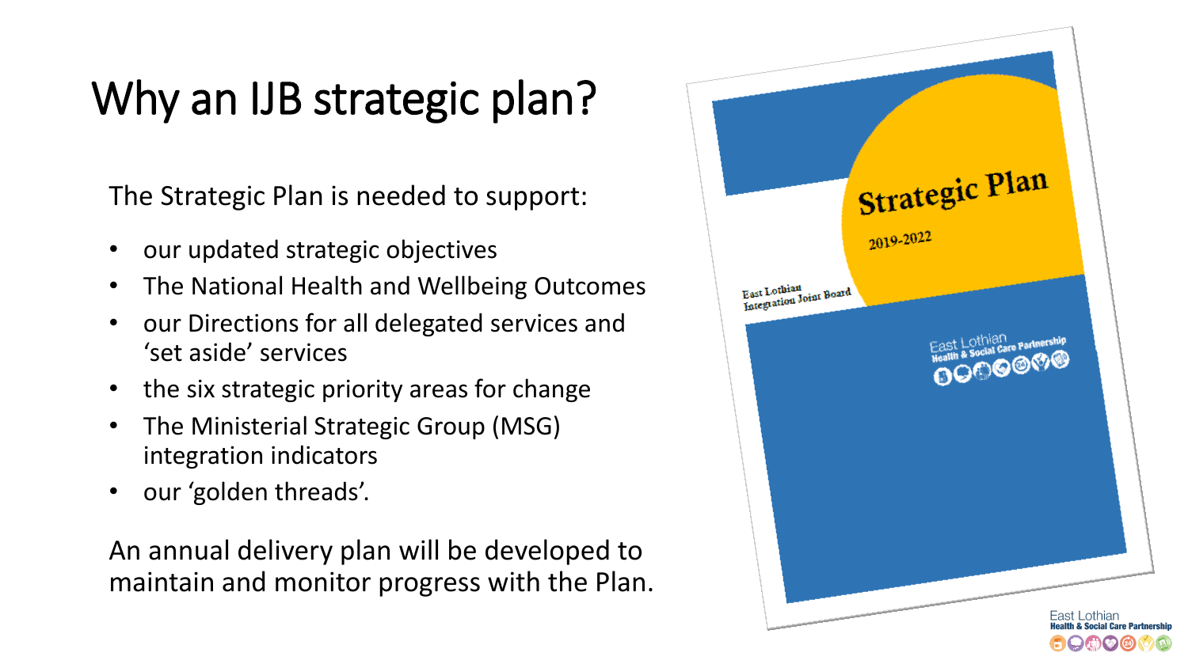# Why an IJB strategic plan?

The Strategic Plan is needed to support:

- our updated strategic objectives
- The National Health and Wellbeing Outcomes
- our Directions for all delegated services and 'set aside' services
- the six strategic priority areas for change
- The Ministerial Strategic Group (MSG) integration indicators
- our 'golden threads'.

An annual delivery plan will be developed to maintain and monitor progress with the Plan.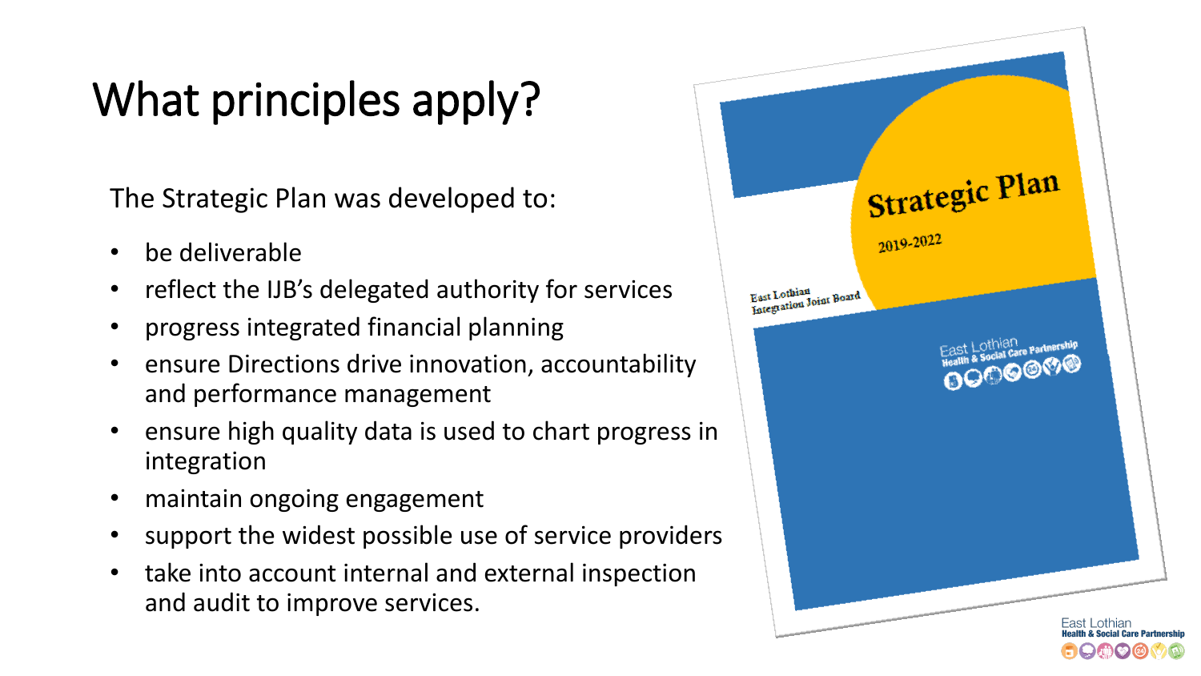# What principles apply?

The Strategic Plan was developed to:

- be deliverable
- reflect the IJB's delegated authority for services
- progress integrated financial planning
- ensure Directions drive innovation, accountability and performance management
- ensure high quality data is used to chart progress in integration
- maintain ongoing engagement
- support the widest possible use of service providers
- take into account internal and external inspection and audit to improve services.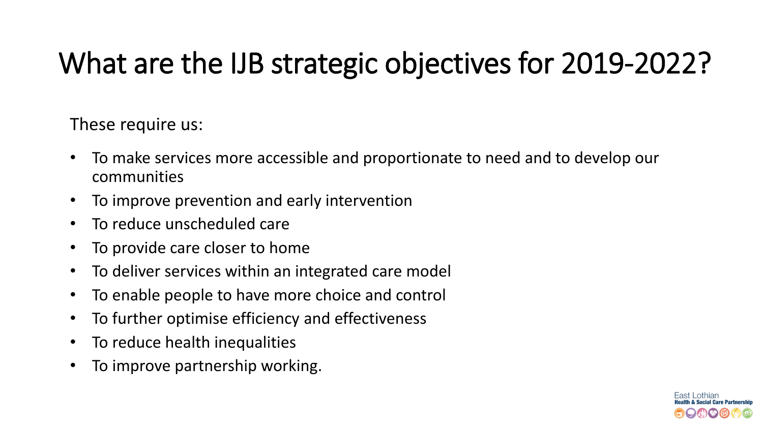# What are the IJB strategic objectives for 2019-2022?

These require us:

- To make services more accessible and proportionate to need and to develop our communities
- To improve prevention and early intervention
- To reduce unscheduled care
- To provide care closer to home
- To deliver services within an integrated care model
- To enable people to have more choice and control
- To further optimise efficiency and effectiveness
- To reduce health inequalities
- To improve partnership working.

East Lothian
**Health & Social Care Partnership**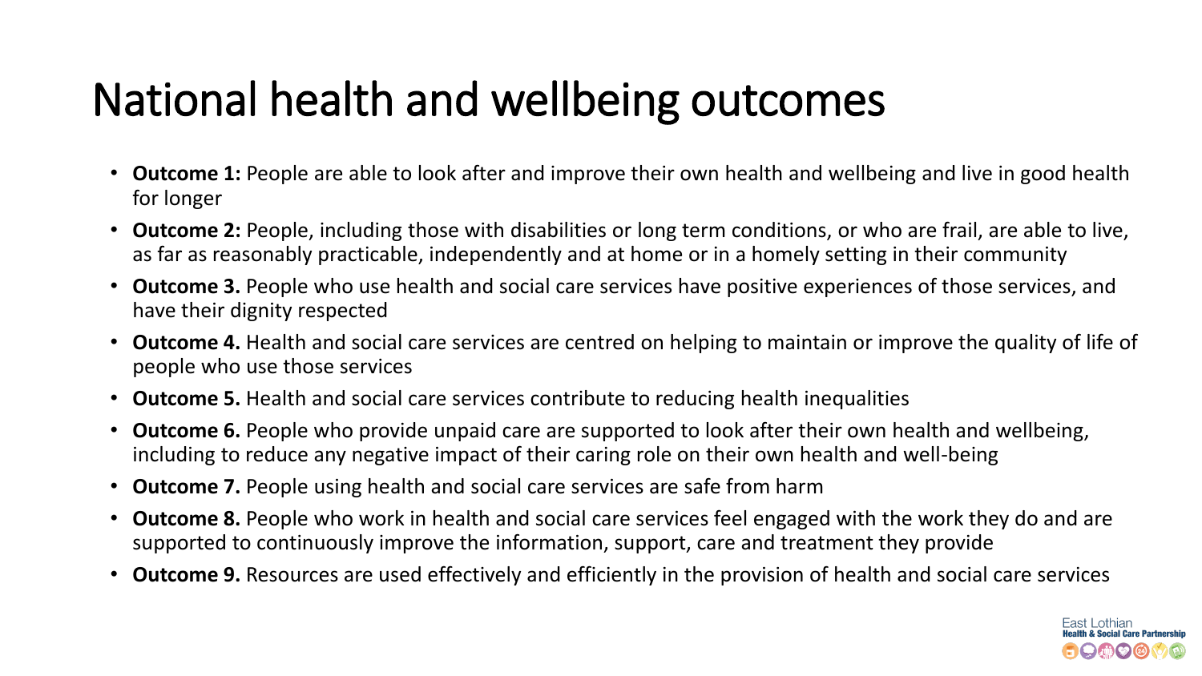# National health and wellbeing outcomes

- **Outcome 1:** People are able to look after and improve their own health and wellbeing and live in good health for longer
- **Outcome 2:** People, including those with disabilities or long term conditions, or who are frail, are able to live, as far as reasonably practicable, independently and at home or in a homely setting in their community
- **Outcome 3.** People who use health and social care services have positive experiences of those services, and have their dignity respected
- **Outcome 4.** Health and social care services are centred on helping to maintain or improve the quality of life of people who use those services
- **Outcome 5.** Health and social care services contribute to reducing health inequalities
- **Outcome 6.** People who provide unpaid care are supported to look after their own health and wellbeing, including to reduce any negative impact of their caring role on their own health and well-being
- **Outcome 7.** People using health and social care services are safe from harm
- **Outcome 8.** People who work in health and social care services feel engaged with the work they do and are supported to continuously improve the information, support, care and treatment they provide
- **Outcome 9.** Resources are used effectively and efficiently in the provision of health and social care services

East Lothian
Health & Social Care Partnership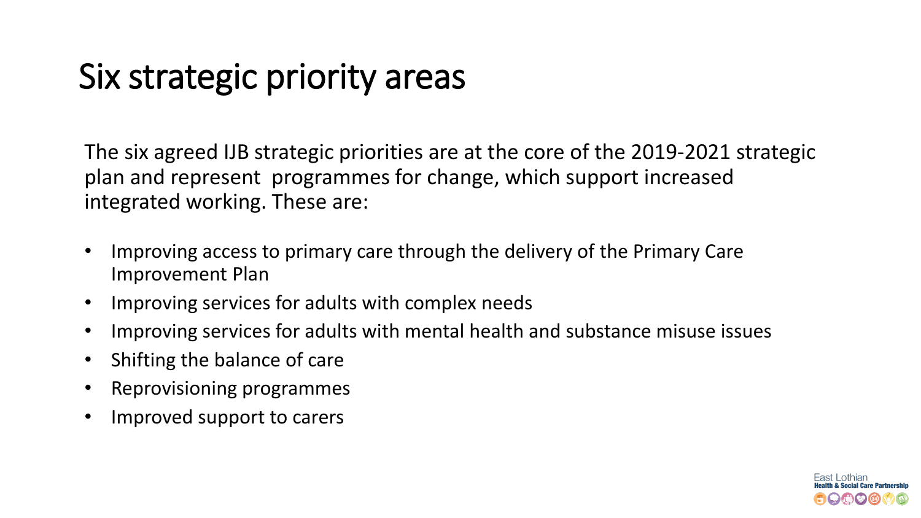# Six strategic priority areas

The six agreed IJB strategic priorities are at the core of the 2019-2021 strategic plan and represent programmes for change, which support increased integrated working. These are:

- Improving access to primary care through the delivery of the Primary Care Improvement Plan
- Improving services for adults with complex needs
- Improving services for adults with mental health and substance misuse issues
- Shifting the balance of care
- Reprovisioning programmes
- Improved support to carers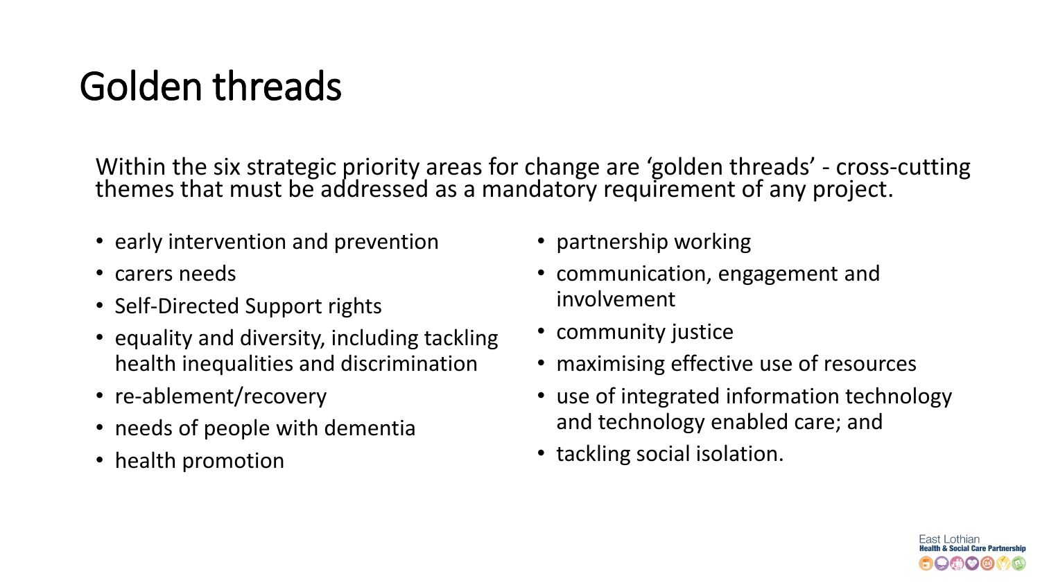# Golden threads

Within the six strategic priority areas for change are 'golden threads' - cross-cutting themes that must be addressed as a mandatory requirement of any project.

- early intervention and prevention
- carers needs
- Self-Directed Support rights
- equality and diversity, including tackling health inequalities and discrimination
- re-ablement/recovery
- needs of people with dementia
- health promotion
- partnership working
- communication, engagement and involvement
- community justice
- maximising effective use of resources
- use of integrated information technology and technology enabled care; and
- tackling social isolation.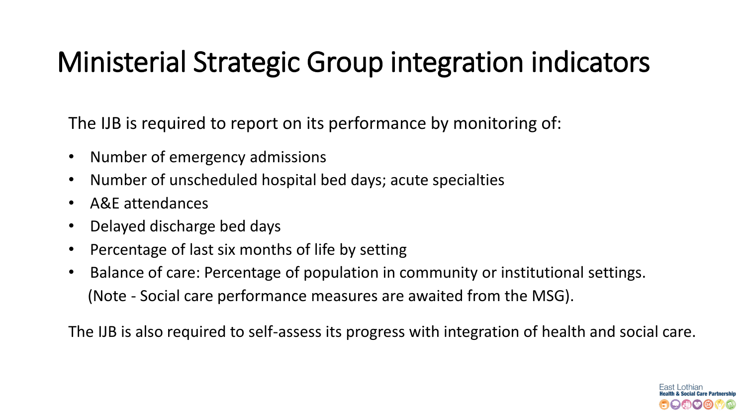# Ministerial Strategic Group integration indicators

The IJB is required to report on its performance by monitoring of:

- Number of emergency admissions
- Number of unscheduled hospital bed days; acute specialties
- A&E attendances
- Delayed discharge bed days
- Percentage of last six months of life by setting
- Balance of care: Percentage of population in community or institutional settings. (Note - Social care performance measures are awaited from the MSG).

The IJB is also required to self-assess its progress with integration of health and social care.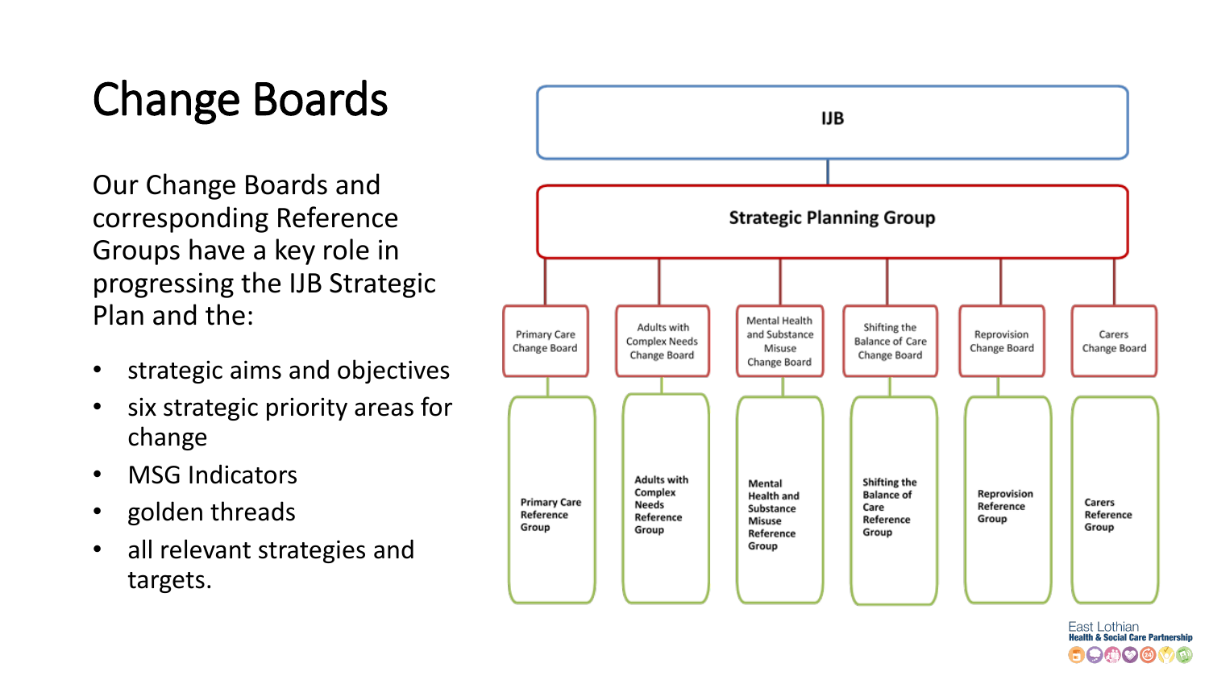# Change Boards

Our Change Boards and corresponding Reference Groups have a key role in progressing the IJB Strategic Plan and the:

- strategic aims and objectives
- six strategic priority areas for change
- MSG Indicators
- golden threads
- all relevant strategies and targets.

IJB

Strategic Planning Group

| Change Board | Reference Group |
| --- | --- |
| Primary Care Change Board | Primary Care Reference Group |
| Adults with Complex Needs Change Board | Adults with Complex Needs Reference Group |
| Mental Health and Substance Misuse Change Board | Mental Health and Substance Misuse Reference Group |
| Shifting the Balance of Care Change Board | Shifting the Balance of Care Reference Group |
| Reprovision Change Board | Reprovision Reference Group |
| Carers Change Board | Carers Reference Group |

East Lothian Health & Social Care Partnership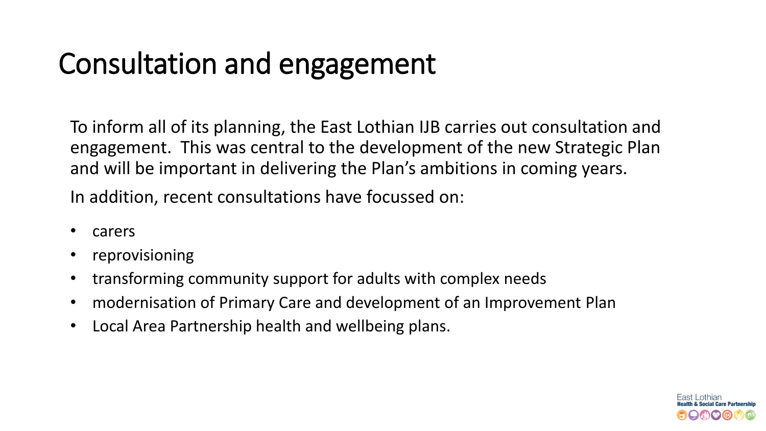# Consultation and engagement

To inform all of its planning, the East Lothian IJB carries out consultation and engagement. This was central to the development of the new Strategic Plan and will be important in delivering the Plan's ambitions in coming years.

In addition, recent consultations have focussed on:

- carers
- reprovisioning
- transforming community support for adults with complex needs
- modernisation of Primary Care and development of an Improvement Plan
- Local Area Partnership health and wellbeing plans.

East Lothian
Health & Social Care Partnership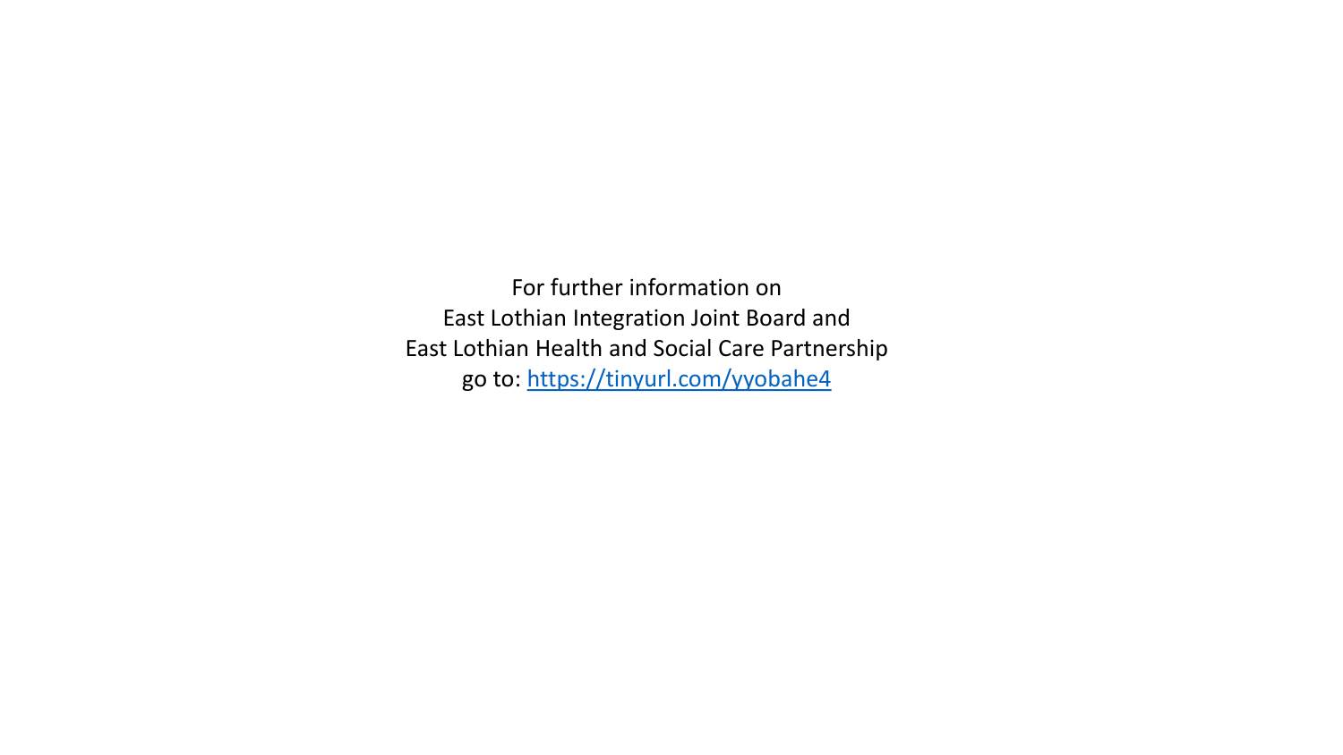For further information on
East Lothian Integration Joint Board and
East Lothian Health and Social Care Partnership
go to: [https://tinyurl.com/yyobahe4](https://tinyurl.com/yyobahe4)